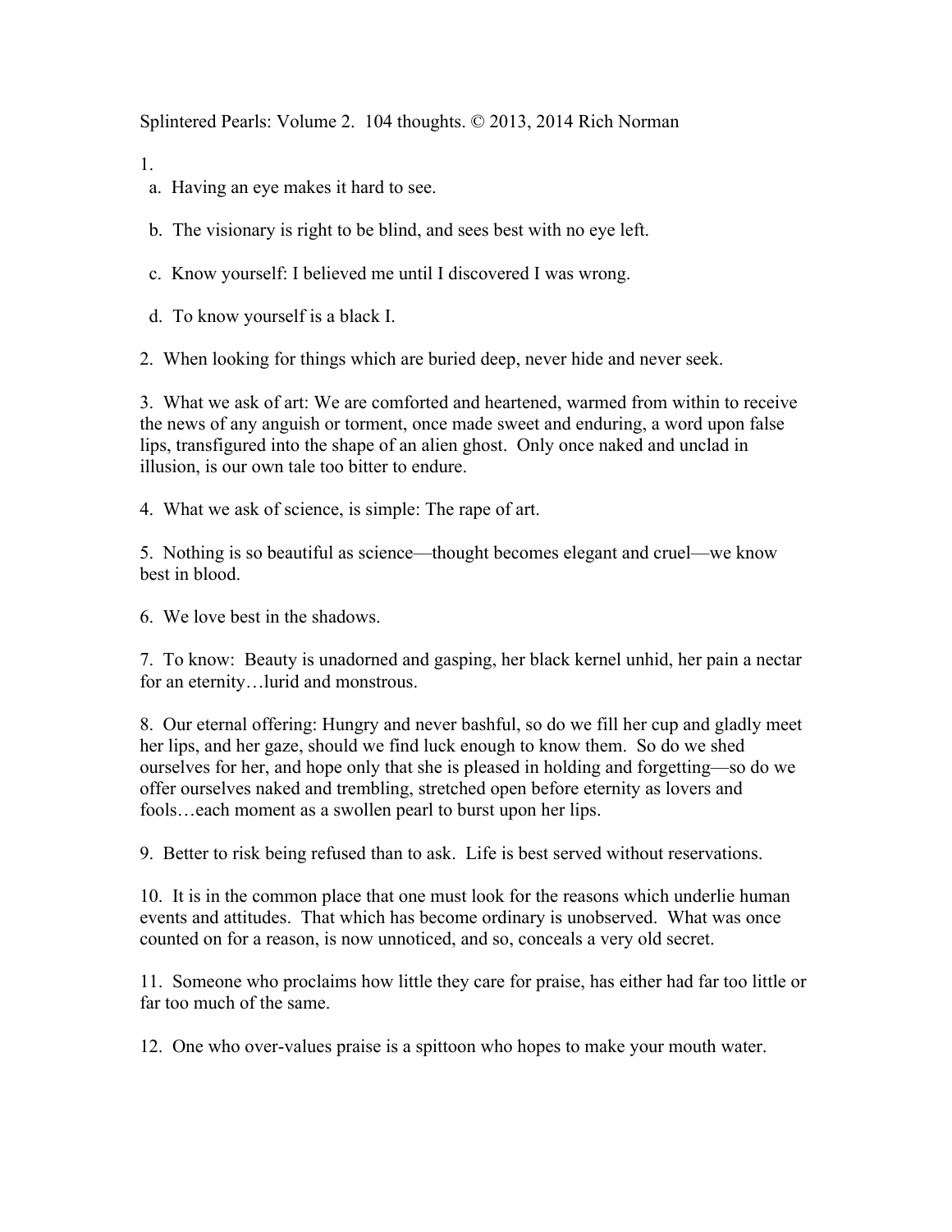Splintered Pearls: Volume 2. 104 thoughts. © 2013, 2014 Rich Norman

1.

a. Having an eye makes it hard to see.

b. The visionary is right to be blind, and sees best with no eye left.

c. Know yourself: I believed me until I discovered I was wrong.

d. To know yourself is a black I.

2. When looking for things which are buried deep, never hide and never seek.

3. What we ask of art: We are comforted and heartened, warmed from within to receive the news of any anguish or torment, once made sweet and enduring, a word upon false lips, transfigured into the shape of an alien ghost. Only once naked and unclad in illusion, is our own tale too bitter to endure.

4. What we ask of science, is simple: The rape of art.

5. Nothing is so beautiful as science—thought becomes elegant and cruel—we know best in blood.

6. We love best in the shadows.

7. To know: Beauty is unadorned and gasping, her black kernel unhid, her pain a nectar for an eternity…lurid and monstrous.

8. Our eternal offering: Hungry and never bashful, so do we fill her cup and gladly meet her lips, and her gaze, should we find luck enough to know them. So do we shed ourselves for her, and hope only that she is pleased in holding and forgetting—so do we offer ourselves naked and trembling, stretched open before eternity as lovers and fools…each moment as a swollen pearl to burst upon her lips.

9. Better to risk being refused than to ask. Life is best served without reservations.

10. It is in the common place that one must look for the reasons which underlie human events and attitudes. That which has become ordinary is unobserved. What was once counted on for a reason, is now unnoticed, and so, conceals a very old secret.

11. Someone who proclaims how little they care for praise, has either had far too little or far too much of the same.

12. One who over-values praise is a spittoon who hopes to make your mouth water.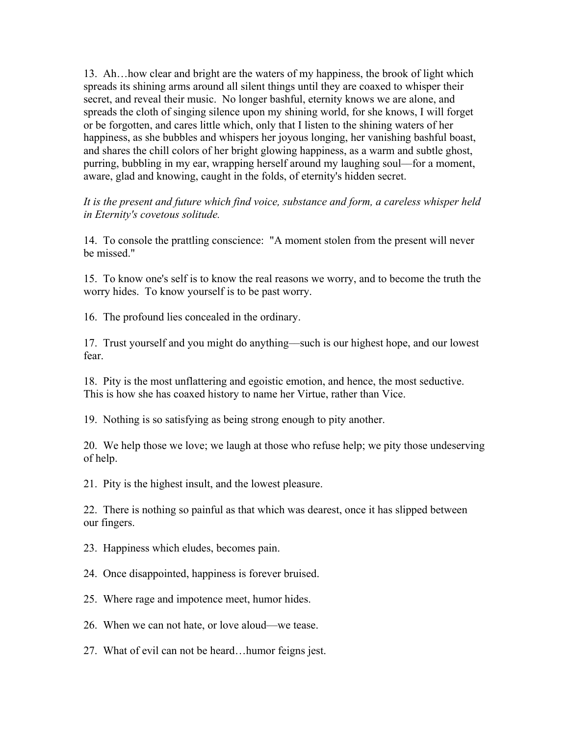13. Ah…how clear and bright are the waters of my happiness, the brook of light which spreads its shining arms around all silent things until they are coaxed to whisper their secret, and reveal their music. No longer bashful, eternity knows we are alone, and spreads the cloth of singing silence upon my shining world, for she knows, I will forget or be forgotten, and cares little which, only that I listen to the shining waters of her happiness, as she bubbles and whispers her joyous longing, her vanishing bashful boast, and shares the chill colors of her bright glowing happiness, as a warm and subtle ghost, purring, bubbling in my ear, wrapping herself around my laughing soul—for a moment, aware, glad and knowing, caught in the folds, of eternity's hidden secret.

*It is the present and future which find voice, substance and form, a careless whisper held in Eternity's covetous solitude.*

14. To console the prattling conscience: "A moment stolen from the present will never be missed."

15. To know one's self is to know the real reasons we worry, and to become the truth the worry hides. To know yourself is to be past worry.

16. The profound lies concealed in the ordinary.

17. Trust yourself and you might do anything—such is our highest hope, and our lowest fear.

18. Pity is the most unflattering and egoistic emotion, and hence, the most seductive. This is how she has coaxed history to name her Virtue, rather than Vice.

19. Nothing is so satisfying as being strong enough to pity another.

20. We help those we love; we laugh at those who refuse help; we pity those undeserving of help.

21. Pity is the highest insult, and the lowest pleasure.

22. There is nothing so painful as that which was dearest, once it has slipped between our fingers.

23. Happiness which eludes, becomes pain.

24. Once disappointed, happiness is forever bruised.

25. Where rage and impotence meet, humor hides.

26. When we can not hate, or love aloud—we tease.

27. What of evil can not be heard…humor feigns jest.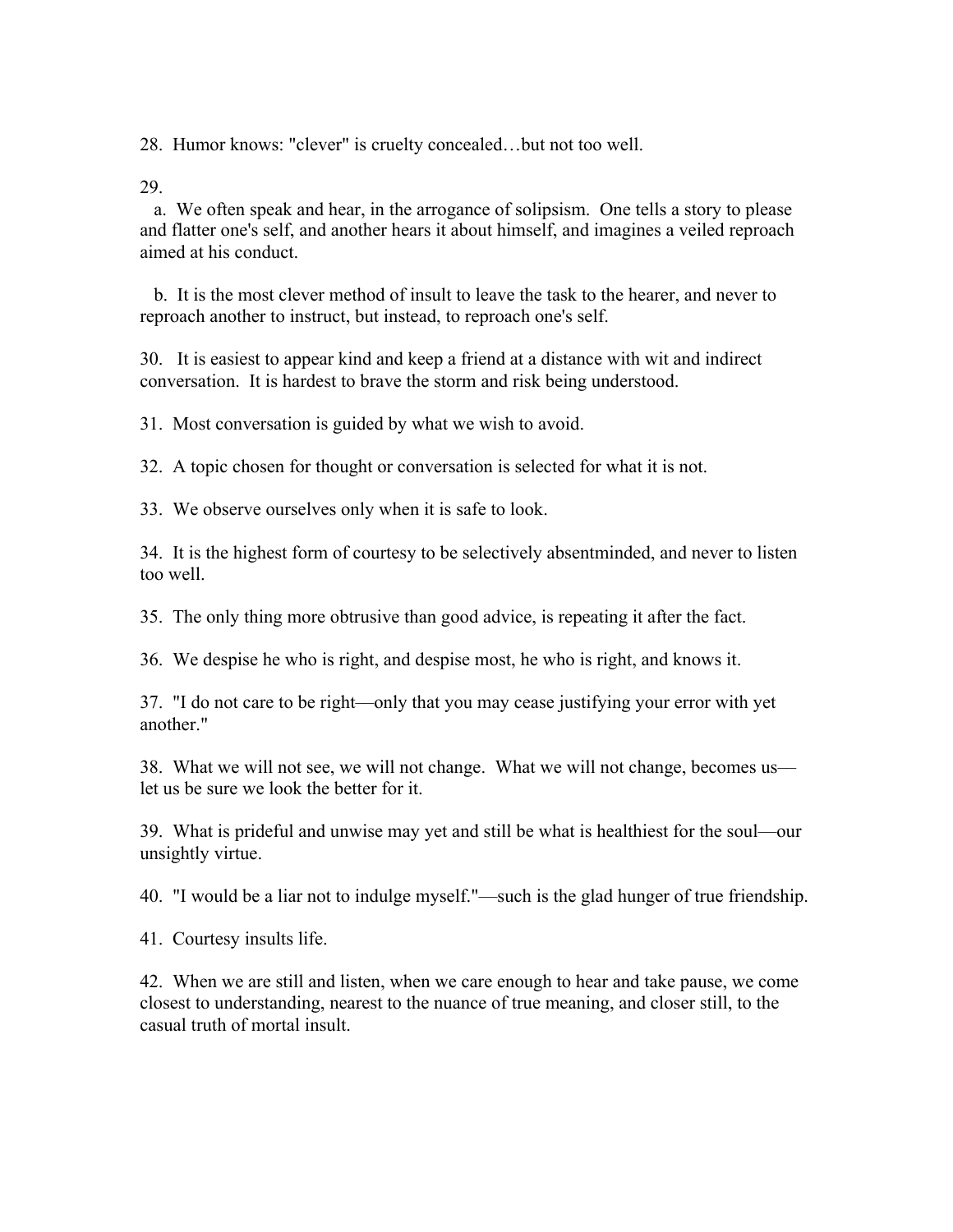28. Humor knows: "clever" is cruelty concealed…but not too well.

29.

a. We often speak and hear, in the arrogance of solipsism. One tells a story to please and flatter one's self, and another hears it about himself, and imagines a veiled reproach aimed at his conduct.

b. It is the most clever method of insult to leave the task to the hearer, and never to reproach another to instruct, but instead, to reproach one's self.

30. It is easiest to appear kind and keep a friend at a distance with wit and indirect conversation. It is hardest to brave the storm and risk being understood.

31. Most conversation is guided by what we wish to avoid.

32. A topic chosen for thought or conversation is selected for what it is not.

33. We observe ourselves only when it is safe to look.

34. It is the highest form of courtesy to be selectively absentminded, and never to listen too well.

35. The only thing more obtrusive than good advice, is repeating it after the fact.

36. We despise he who is right, and despise most, he who is right, and knows it.

37. "I do not care to be right—only that you may cease justifying your error with yet another."

38. What we will not see, we will not change. What we will not change, becomes us—let us be sure we look the better for it.

39. What is prideful and unwise may yet and still be what is healthiest for the soul—our unsightly virtue.

40. "I would be a liar not to indulge myself."—such is the glad hunger of true friendship.

41. Courtesy insults life.

42. When we are still and listen, when we care enough to hear and take pause, we come closest to understanding, nearest to the nuance of true meaning, and closer still, to the casual truth of mortal insult.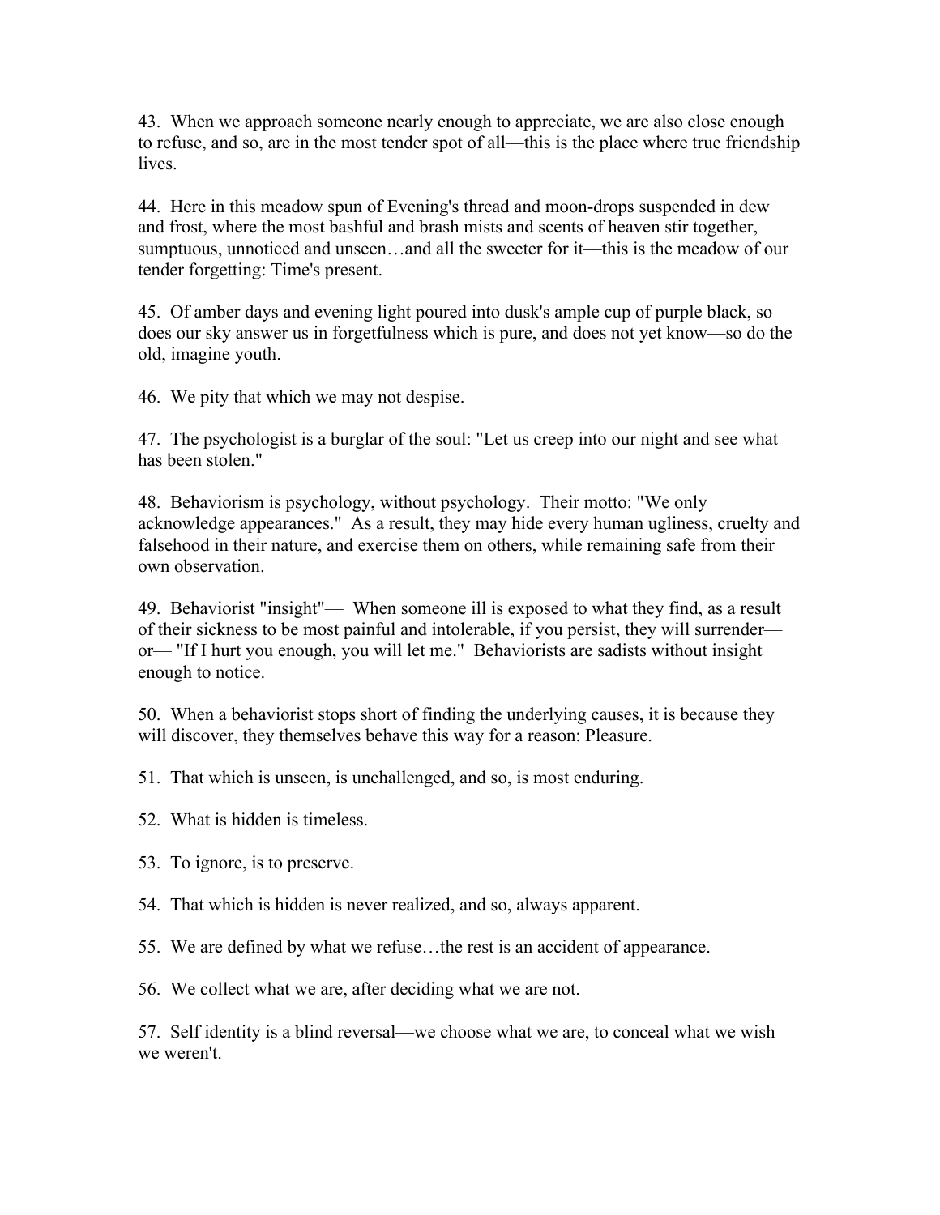43.  When we approach someone nearly enough to appreciate, we are also close enough to refuse, and so, are in the most tender spot of all—this is the place where true friendship lives.

44.  Here in this meadow spun of Evening's thread and moon-drops suspended in dew and frost, where the most bashful and brash mists and scents of heaven stir together, sumptuous, unnoticed and unseen…and all the sweeter for it—this is the meadow of our tender forgetting: Time's present.

45.  Of amber days and evening light poured into dusk's ample cup of purple black, so does our sky answer us in forgetfulness which is pure, and does not yet know—so do the old, imagine youth.

46.  We pity that which we may not despise.

47.  The psychologist is a burglar of the soul: "Let us creep into our night and see what has been stolen."

48.  Behaviorism is psychology, without psychology.  Their motto: "We only acknowledge appearances."  As a result, they may hide every human ugliness, cruelty and falsehood in their nature, and exercise them on others, while remaining safe from their own observation.

49.  Behaviorist "insight"—  When someone ill is exposed to what they find, as a result of their sickness to be most painful and intolerable, if you persist, they will surrender—or— "If I hurt you enough, you will let me."  Behaviorists are sadists without insight enough to notice.

50.  When a behaviorist stops short of finding the underlying causes, it is because they will discover, they themselves behave this way for a reason: Pleasure.

51.  That which is unseen, is unchallenged, and so, is most enduring.

52.  What is hidden is timeless.

53.  To ignore, is to preserve.

54.  That which is hidden is never realized, and so, always apparent.

55.  We are defined by what we refuse…the rest is an accident of appearance.

56.  We collect what we are, after deciding what we are not.

57.  Self identity is a blind reversal—we choose what we are, to conceal what we wish we weren't.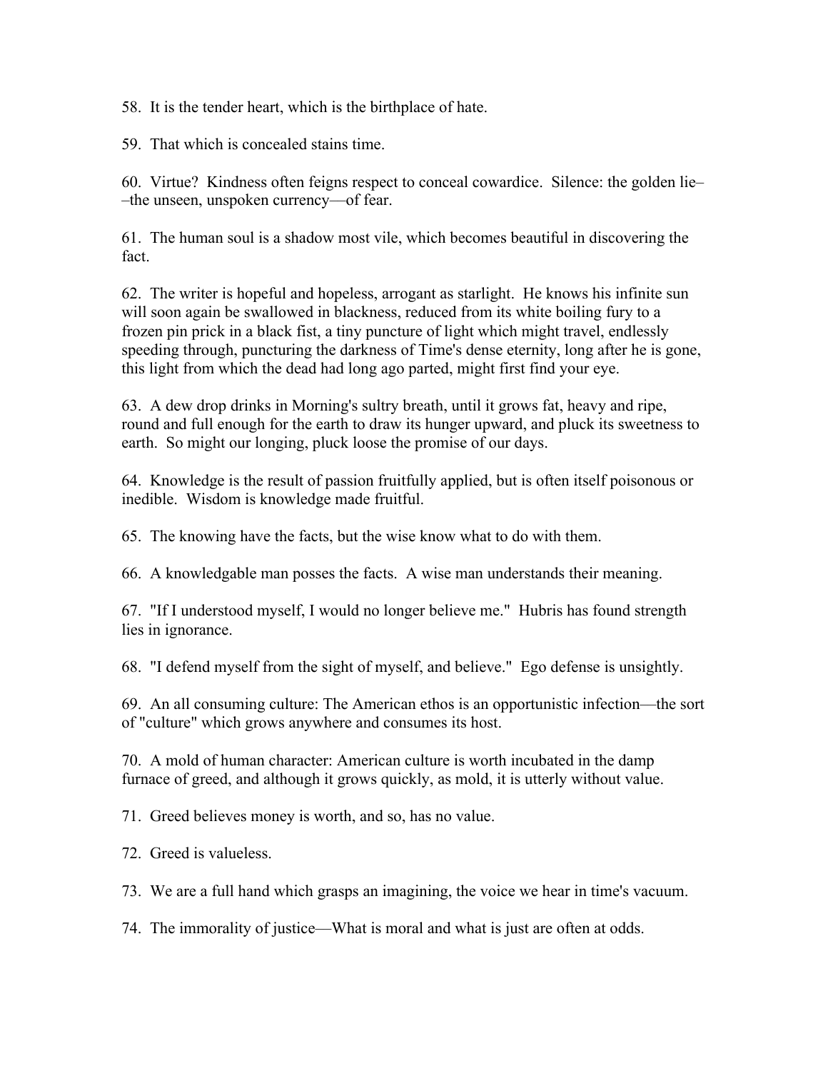58. It is the tender heart, which is the birthplace of hate.

59. That which is concealed stains time.

60. Virtue? Kindness often feigns respect to conceal cowardice. Silence: the golden lie––the unseen, unspoken currency—of fear.

61. The human soul is a shadow most vile, which becomes beautiful in discovering the fact.

62. The writer is hopeful and hopeless, arrogant as starlight. He knows his infinite sun will soon again be swallowed in blackness, reduced from its white boiling fury to a frozen pin prick in a black fist, a tiny puncture of light which might travel, endlessly speeding through, puncturing the darkness of Time's dense eternity, long after he is gone, this light from which the dead had long ago parted, might first find your eye.

63. A dew drop drinks in Morning's sultry breath, until it grows fat, heavy and ripe, round and full enough for the earth to draw its hunger upward, and pluck its sweetness to earth. So might our longing, pluck loose the promise of our days.

64. Knowledge is the result of passion fruitfully applied, but is often itself poisonous or inedible. Wisdom is knowledge made fruitful.

65. The knowing have the facts, but the wise know what to do with them.

66. A knowledgable man posses the facts. A wise man understands their meaning.

67. "If I understood myself, I would no longer believe me." Hubris has found strength lies in ignorance.

68. "I defend myself from the sight of myself, and believe." Ego defense is unsightly.

69. An all consuming culture: The American ethos is an opportunistic infection—the sort of "culture" which grows anywhere and consumes its host.

70. A mold of human character: American culture is worth incubated in the damp furnace of greed, and although it grows quickly, as mold, it is utterly without value.

71. Greed believes money is worth, and so, has no value.

72. Greed is valueless.

73. We are a full hand which grasps an imagining, the voice we hear in time's vacuum.

74. The immorality of justice—What is moral and what is just are often at odds.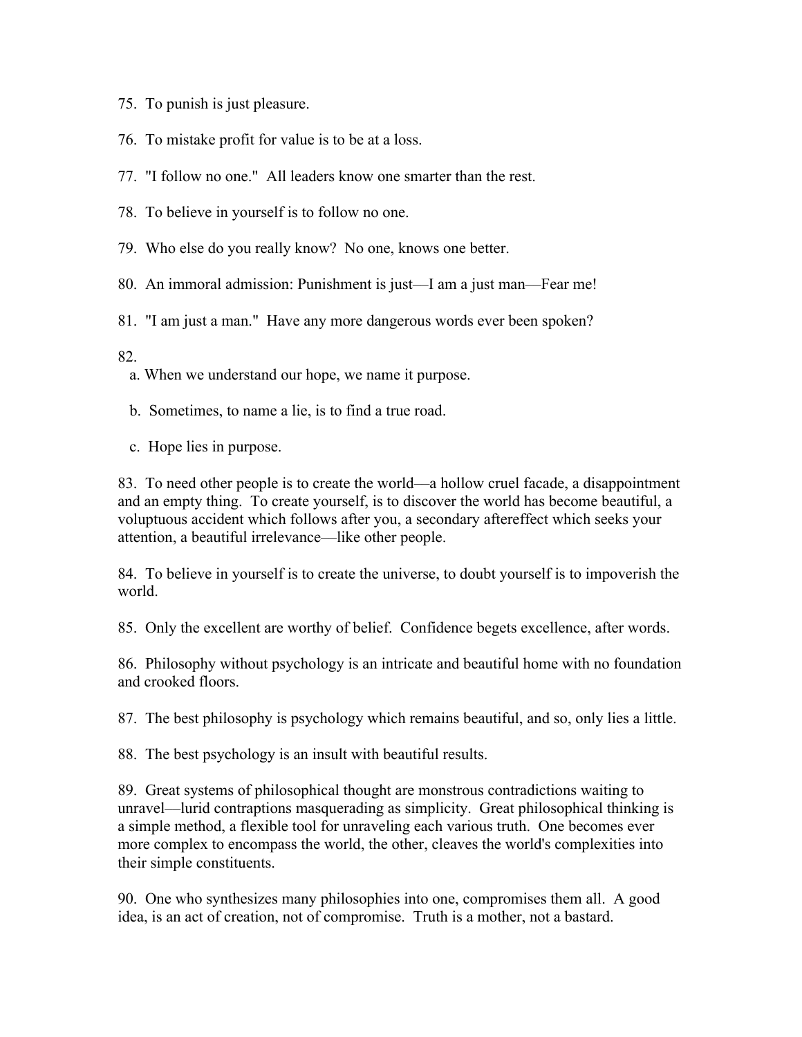75. To punish is just pleasure.

76. To mistake profit for value is to be at a loss.

77. "I follow no one." All leaders know one smarter than the rest.

78. To believe in yourself is to follow no one.

79. Who else do you really know? No one, knows one better.

80. An immoral admission: Punishment is just—I am a just man—Fear me!

81. "I am just a man." Have any more dangerous words ever been spoken?

82.
   a. When we understand our hope, we name it purpose.

   b. Sometimes, to name a lie, is to find a true road.

   c. Hope lies in purpose.

83. To need other people is to create the world—a hollow cruel facade, a disappointment and an empty thing. To create yourself, is to discover the world has become beautiful, a voluptuous accident which follows after you, a secondary aftereffect which seeks your attention, a beautiful irrelevance—like other people.

84. To believe in yourself is to create the universe, to doubt yourself is to impoverish the world.

85. Only the excellent are worthy of belief. Confidence begets excellence, after words.

86. Philosophy without psychology is an intricate and beautiful home with no foundation and crooked floors.

87. The best philosophy is psychology which remains beautiful, and so, only lies a little.

88. The best psychology is an insult with beautiful results.

89. Great systems of philosophical thought are monstrous contradictions waiting to unravel—lurid contraptions masquerading as simplicity. Great philosophical thinking is a simple method, a flexible tool for unraveling each various truth. One becomes ever more complex to encompass the world, the other, cleaves the world's complexities into their simple constituents.

90. One who synthesizes many philosophies into one, compromises them all. A good idea, is an act of creation, not of compromise. Truth is a mother, not a bastard.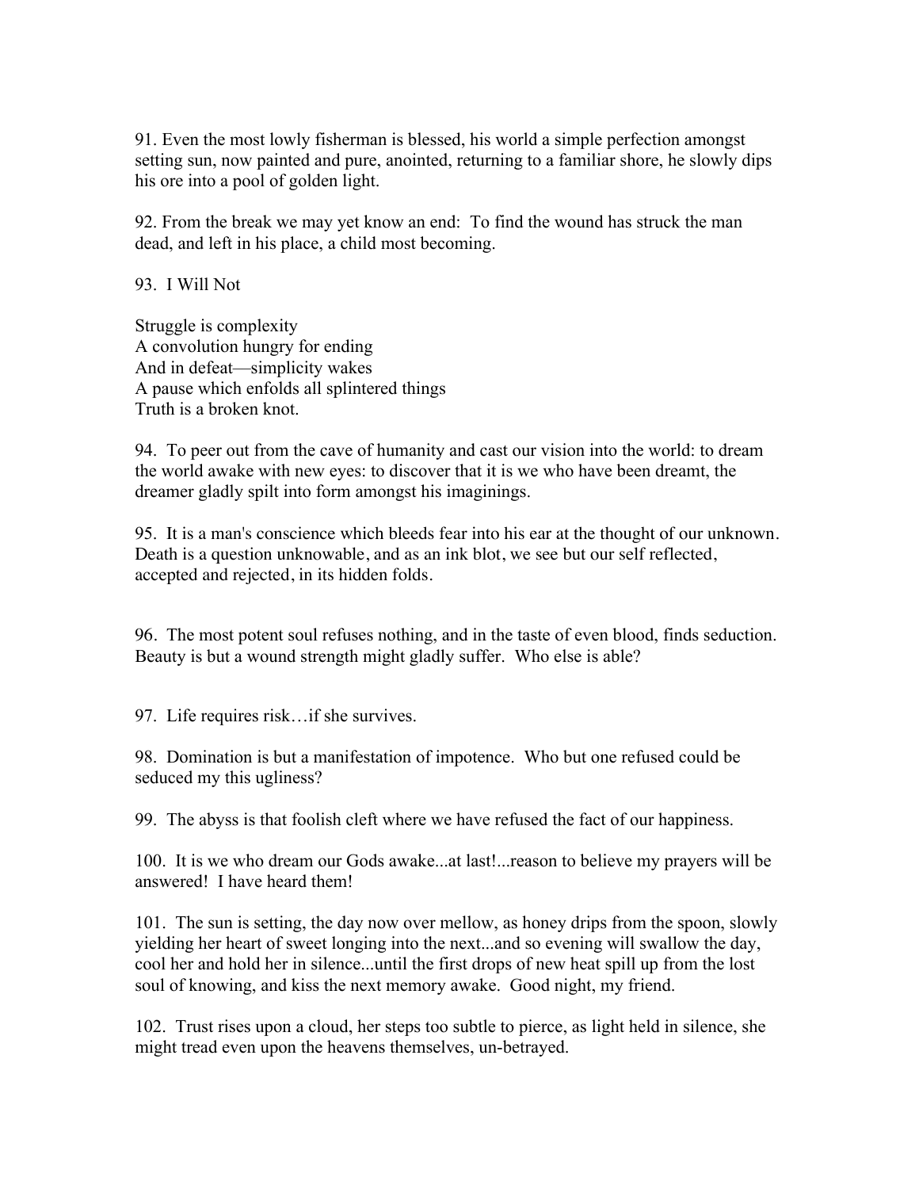91. Even the most lowly fisherman is blessed, his world a simple perfection amongst setting sun, now painted and pure, anointed, returning to a familiar shore, he slowly dips his ore into a pool of golden light.

92. From the break we may yet know an end: To find the wound has struck the man dead, and left in his place, a child most becoming.

93. I Will Not

Struggle is complexity  
A convolution hungry for ending  
And in defeat—simplicity wakes  
A pause which enfolds all splintered things  
Truth is a broken knot.

94. To peer out from the cave of humanity and cast our vision into the world: to dream the world awake with new eyes: to discover that it is we who have been dreamt, the dreamer gladly spilt into form amongst his imaginings.

95. It is a man's conscience which bleeds fear into his ear at the thought of our unknown. Death is a question unknowable, and as an ink blot, we see but our self reflected, accepted and rejected, in its hidden folds.

96. The most potent soul refuses nothing, and in the taste of even blood, finds seduction. Beauty is but a wound strength might gladly suffer. Who else is able?

97. Life requires risk…if she survives.

98. Domination is but a manifestation of impotence. Who but one refused could be seduced my this ugliness?

99. The abyss is that foolish cleft where we have refused the fact of our happiness.

100. It is we who dream our Gods awake...at last!...reason to believe my prayers will be answered! I have heard them!

101. The sun is setting, the day now over mellow, as honey drips from the spoon, slowly yielding her heart of sweet longing into the next...and so evening will swallow the day, cool her and hold her in silence...until the first drops of new heat spill up from the lost soul of knowing, and kiss the next memory awake. Good night, my friend.

102. Trust rises upon a cloud, her steps too subtle to pierce, as light held in silence, she might tread even upon the heavens themselves, un-betrayed.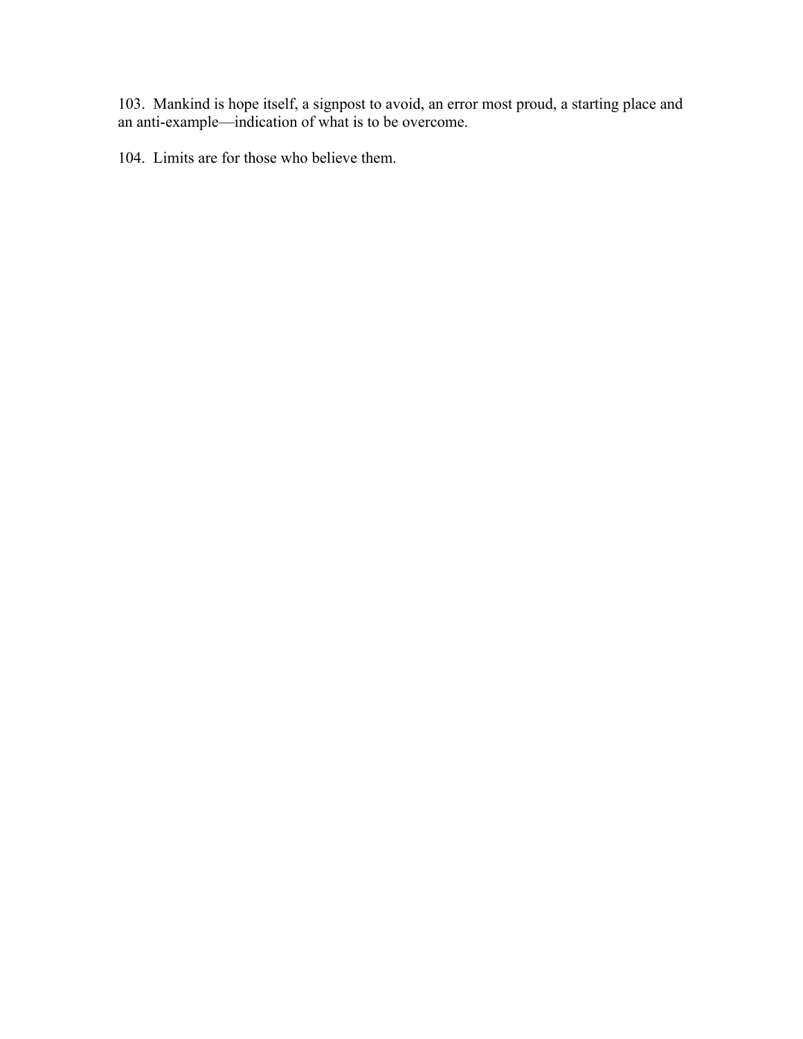103. Mankind is hope itself, a signpost to avoid, an error most proud, a starting place and an anti-example—indication of what is to be overcome.

104. Limits are for those who believe them.